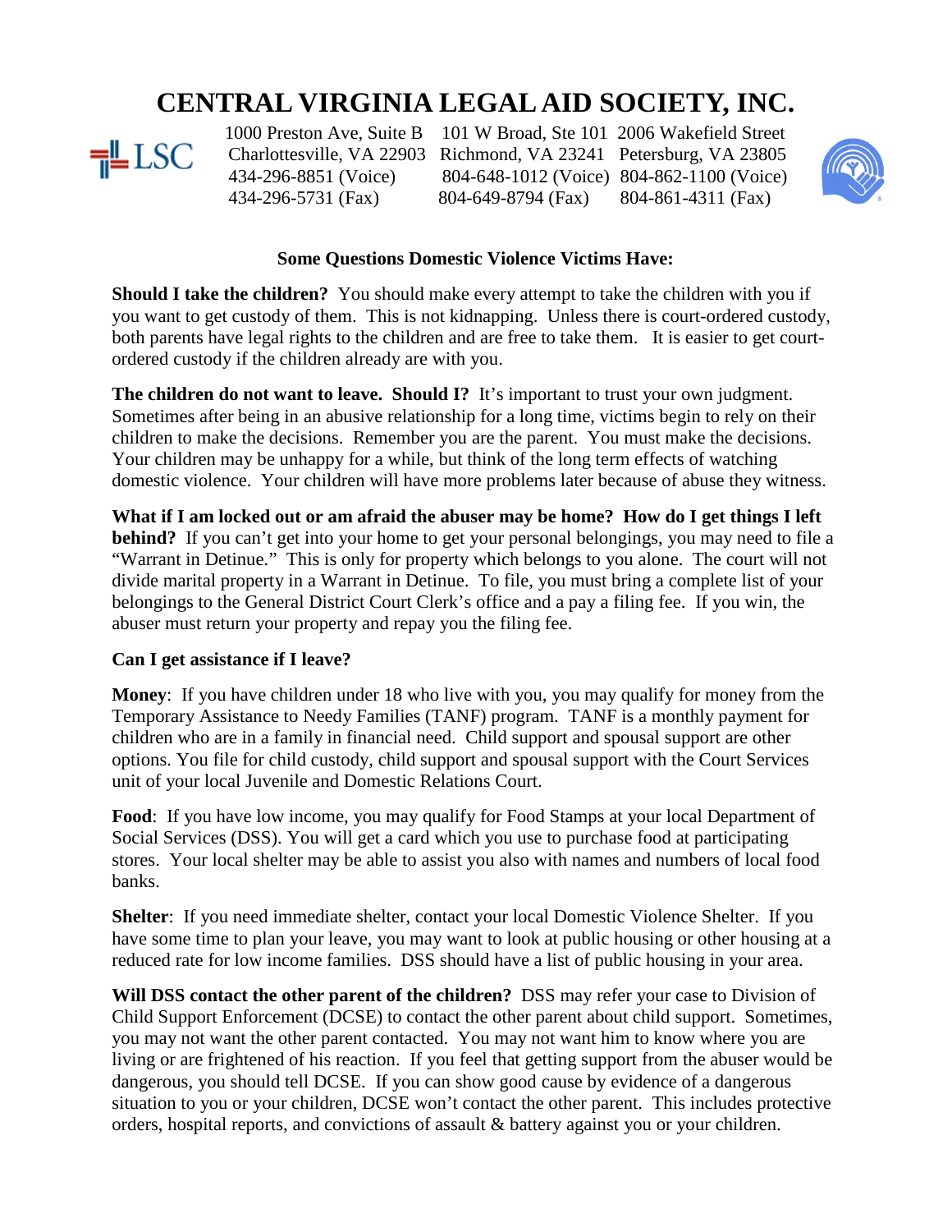# CENTRAL VIRGINIA LEGAL AID SOCIETY, INC.

| 1000 Preston Ave, Suite B | 101 W Broad, Ste 101 | 2006 Wakefield Street |
|---|---|---|
| Charlottesville, VA 22903 | Richmond, VA 23241 | Petersburg, VA 23805 |
| 434-296-8851 (Voice) | 804-648-1012 (Voice) | 804-862-1100 (Voice) |
| 434-296-5731 (Fax) | 804-649-8794 (Fax) | 804-861-4311 (Fax) |

### Some Questions Domestic Violence Victims Have:

**Should I take the children?** You should make every attempt to take the children with you if you want to get custody of them. This is not kidnapping. Unless there is court-ordered custody, both parents have legal rights to the children and are free to take them. It is easier to get court-ordered custody if the children already are with you.

**The children do not want to leave. Should I?** It's important to trust your own judgment. Sometimes after being in an abusive relationship for a long time, victims begin to rely on their children to make the decisions. Remember you are the parent. You must make the decisions. Your children may be unhappy for a while, but think of the long term effects of watching domestic violence. Your children will have more problems later because of abuse they witness.

**What if I am locked out or am afraid the abuser may be home? How do I get things I left behind?** If you can't get into your home to get your personal belongings, you may need to file a "Warrant in Detinue." This is only for property which belongs to you alone. The court will not divide marital property in a Warrant in Detinue. To file, you must bring a complete list of your belongings to the General District Court Clerk's office and a pay a filing fee. If you win, the abuser must return your property and repay you the filing fee.

**Can I get assistance if I leave?**

**Money**: If you have children under 18 who live with you, you may qualify for money from the Temporary Assistance to Needy Families (TANF) program. TANF is a monthly payment for children who are in a family in financial need. Child support and spousal support are other options. You file for child custody, child support and spousal support with the Court Services unit of your local Juvenile and Domestic Relations Court.

**Food**: If you have low income, you may qualify for Food Stamps at your local Department of Social Services (DSS). You will get a card which you use to purchase food at participating stores. Your local shelter may be able to assist you also with names and numbers of local food banks.

**Shelter**: If you need immediate shelter, contact your local Domestic Violence Shelter. If you have some time to plan your leave, you may want to look at public housing or other housing at a reduced rate for low income families. DSS should have a list of public housing in your area.

**Will DSS contact the other parent of the children?** DSS may refer your case to Division of Child Support Enforcement (DCSE) to contact the other parent about child support. Sometimes, you may not want the other parent contacted. You may not want him to know where you are living or are frightened of his reaction. If you feel that getting support from the abuser would be dangerous, you should tell DCSE. If you can show good cause by evidence of a dangerous situation to you or your children, DCSE won't contact the other parent. This includes protective orders, hospital reports, and convictions of assault & battery against you or your children.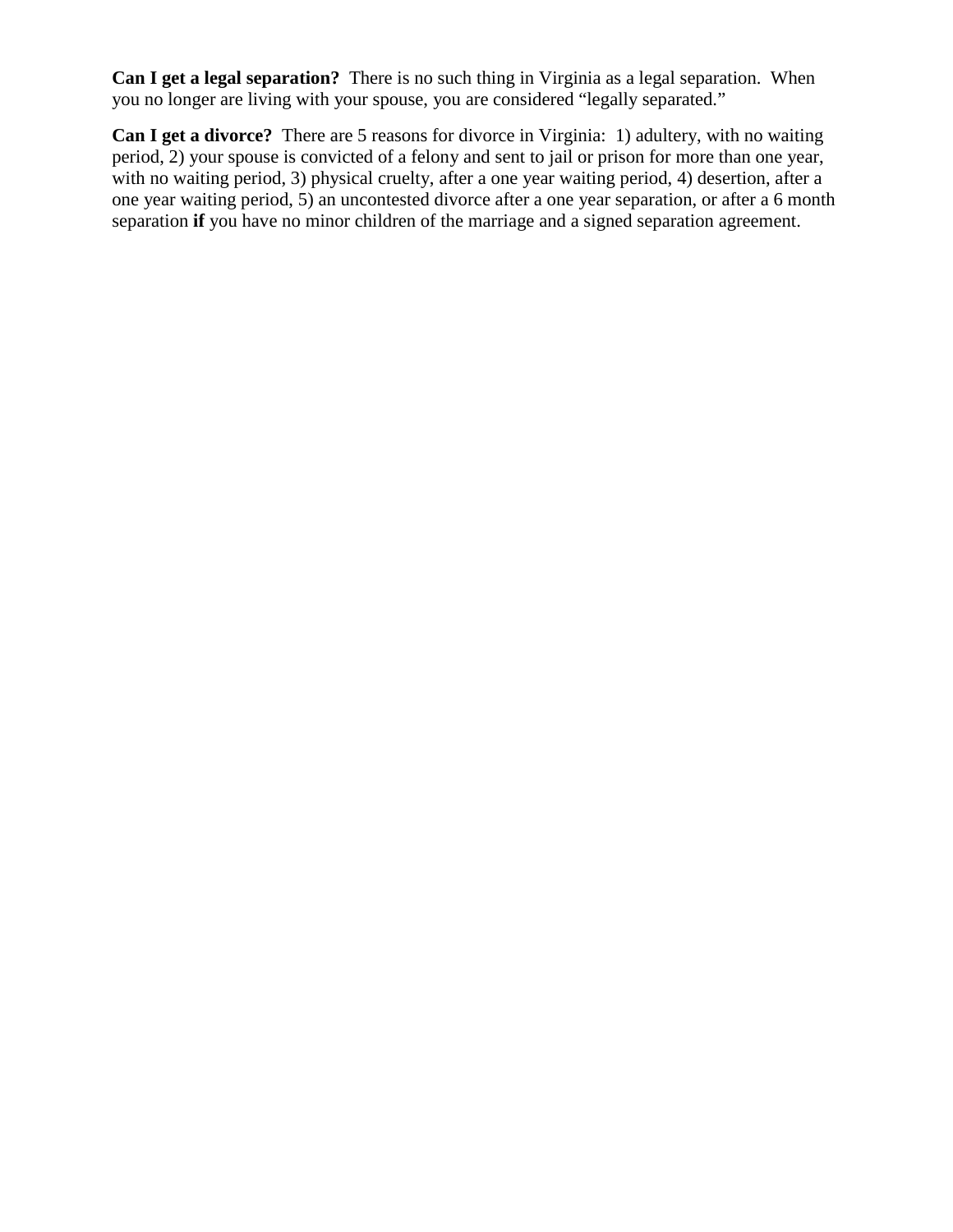**Can I get a legal separation?** There is no such thing in Virginia as a legal separation. When you no longer are living with your spouse, you are considered "legally separated."

**Can I get a divorce?** There are 5 reasons for divorce in Virginia: 1) adultery, with no waiting period, 2) your spouse is convicted of a felony and sent to jail or prison for more than one year, with no waiting period, 3) physical cruelty, after a one year waiting period, 4) desertion, after a one year waiting period, 5) an uncontested divorce after a one year separation, or after a 6 month separation **if** you have no minor children of the marriage and a signed separation agreement.